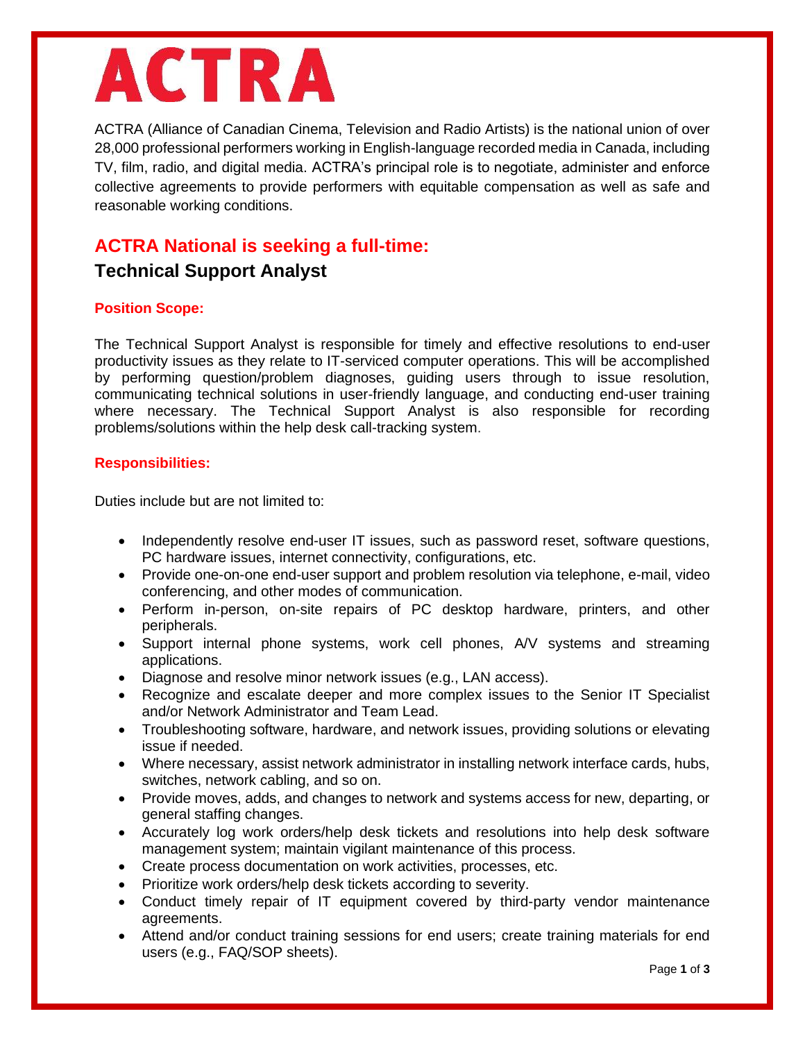# ACTRA

ACTRA (Alliance of Canadian Cinema, Television and Radio Artists) is the national union of over 28,000 professional performers working in English-language recorded media in Canada, including TV, film, radio, and digital media. ACTRA's principal role is to negotiate, administer and enforce collective agreements to provide performers with equitable compensation as well as safe and reasonable working conditions.

## ACTRA National is seeking a full-time:

## Technical Support Analyst

### Position Scope:

The Technical Support Analyst is responsible for timely and effective resolutions to end-user productivity issues as they relate to IT-serviced computer operations. This will be accomplished by performing question/problem diagnoses, guiding users through to issue resolution, communicating technical solutions in user-friendly language, and conducting end-user training where necessary. The Technical Support Analyst is also responsible for recording problems/solutions within the help desk call-tracking system.

### Responsibilities:

Duties include but are not limited to:

- Independently resolve end-user IT issues, such as password reset, software questions, PC hardware issues, internet connectivity, configurations, etc.
- Provide one-on-one end-user support and problem resolution via telephone, e-mail, video conferencing, and other modes of communication.
- Perform in-person, on-site repairs of PC desktop hardware, printers, and other peripherals.
- Support internal phone systems, work cell phones, A/V systems and streaming applications.
- Diagnose and resolve minor network issues (e.g., LAN access).
- Recognize and escalate deeper and more complex issues to the Senior IT Specialist and/or Network Administrator and Team Lead.
- Troubleshooting software, hardware, and network issues, providing solutions or elevating issue if needed.
- Where necessary, assist network administrator in installing network interface cards, hubs, switches, network cabling, and so on.
- Provide moves, adds, and changes to network and systems access for new, departing, or general staffing changes.
- Accurately log work orders/help desk tickets and resolutions into help desk software management system; maintain vigilant maintenance of this process.
- Create process documentation on work activities, processes, etc.
- Prioritize work orders/help desk tickets according to severity.
- Conduct timely repair of IT equipment covered by third-party vendor maintenance agreements.
- Attend and/or conduct training sessions for end users; create training materials for end users (e.g., FAQ/SOP sheets).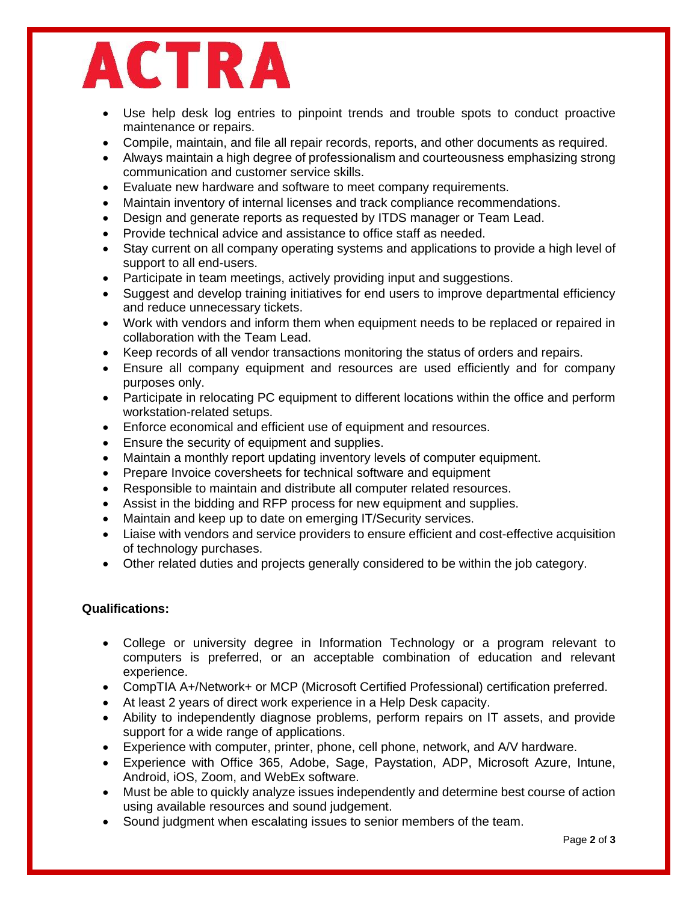# ACTRA

- Use help desk log entries to pinpoint trends and trouble spots to conduct proactive maintenance or repairs.
- Compile, maintain, and file all repair records, reports, and other documents as required.
- Always maintain a high degree of professionalism and courteousness emphasizing strong communication and customer service skills.
- Evaluate new hardware and software to meet company requirements.
- Maintain inventory of internal licenses and track compliance recommendations.
- Design and generate reports as requested by ITDS manager or Team Lead.
- Provide technical advice and assistance to office staff as needed.
- Stay current on all company operating systems and applications to provide a high level of support to all end-users.
- Participate in team meetings, actively providing input and suggestions.
- Suggest and develop training initiatives for end users to improve departmental efficiency and reduce unnecessary tickets.
- Work with vendors and inform them when equipment needs to be replaced or repaired in collaboration with the Team Lead.
- Keep records of all vendor transactions monitoring the status of orders and repairs.
- Ensure all company equipment and resources are used efficiently and for company purposes only.
- Participate in relocating PC equipment to different locations within the office and perform workstation-related setups.
- Enforce economical and efficient use of equipment and resources.
- Ensure the security of equipment and supplies.
- Maintain a monthly report updating inventory levels of computer equipment.
- Prepare Invoice coversheets for technical software and equipment
- Responsible to maintain and distribute all computer related resources.
- Assist in the bidding and RFP process for new equipment and supplies.
- Maintain and keep up to date on emerging IT/Security services.
- Liaise with vendors and service providers to ensure efficient and cost-effective acquisition of technology purchases.
- Other related duties and projects generally considered to be within the job category.

**Qualifications:**

- College or university degree in Information Technology or a program relevant to computers is preferred, or an acceptable combination of education and relevant experience.
- CompTIA A+/Network+ or MCP (Microsoft Certified Professional) certification preferred.
- At least 2 years of direct work experience in a Help Desk capacity.
- Ability to independently diagnose problems, perform repairs on IT assets, and provide support for a wide range of applications.
- Experience with computer, printer, phone, cell phone, network, and A/V hardware.
- Experience with Office 365, Adobe, Sage, Paystation, ADP, Microsoft Azure, Intune, Android, iOS, Zoom, and WebEx software.
- Must be able to quickly analyze issues independently and determine best course of action using available resources and sound judgement.
- Sound judgment when escalating issues to senior members of the team.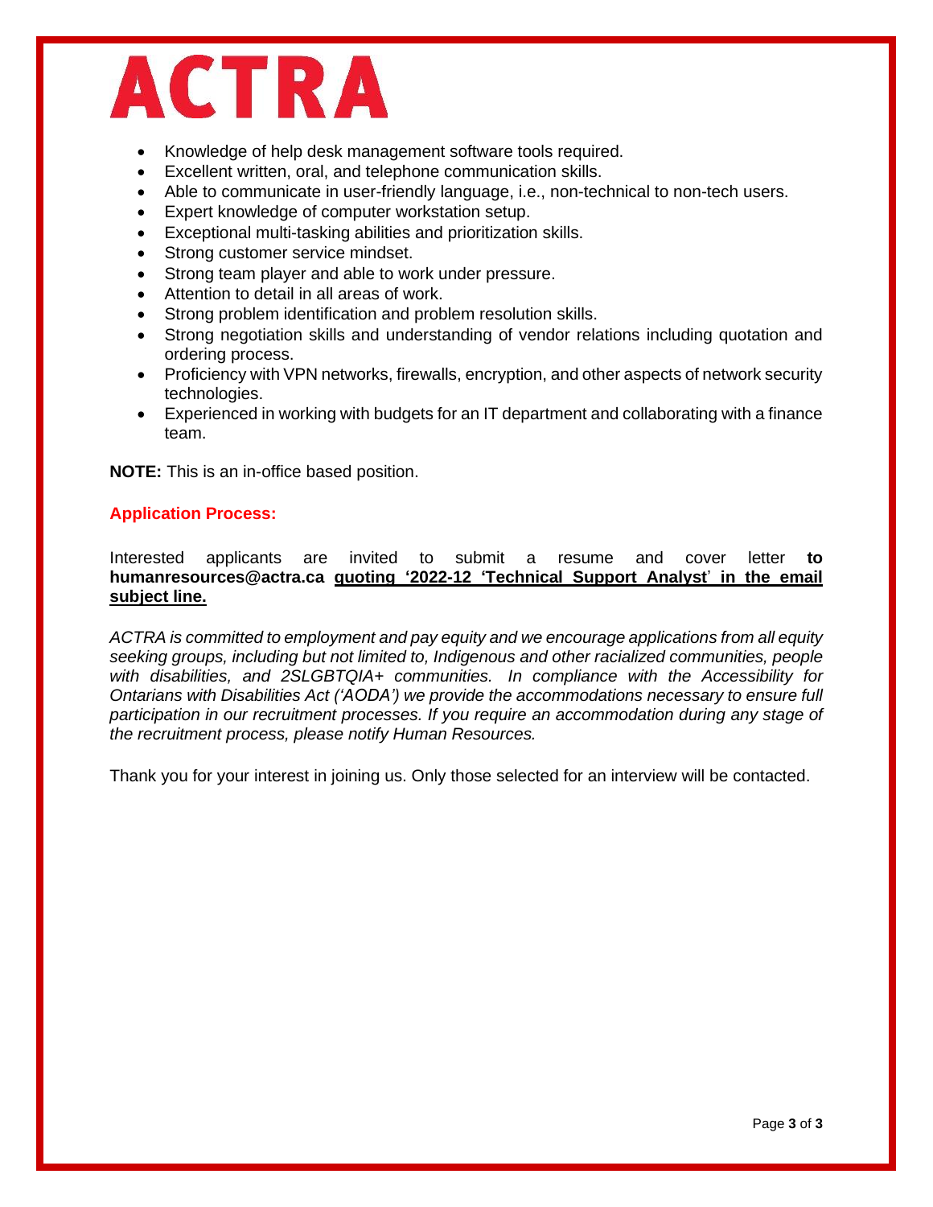- Knowledge of help desk management software tools required.
- Excellent written, oral, and telephone communication skills.
- Able to communicate in user-friendly language, i.e., non-technical to non-tech users.
- Expert knowledge of computer workstation setup.
- Exceptional multi-tasking abilities and prioritization skills.
- Strong customer service mindset.
- Strong team player and able to work under pressure.
- Attention to detail in all areas of work.
- Strong problem identification and problem resolution skills.
- Strong negotiation skills and understanding of vendor relations including quotation and ordering process.
- Proficiency with VPN networks, firewalls, encryption, and other aspects of network security technologies.
- Experienced in working with budgets for an IT department and collaborating with a finance team.

**NOTE:** This is an in-office based position.

## Application Process:

Interested applicants are invited to submit a resume and cover letter **to humanresources@actra.ca** **quoting '2022-12 'Technical Support Analyst' in the email subject line.**

*ACTRA is committed to employment and pay equity and we encourage applications from all equity seeking groups, including but not limited to, Indigenous and other racialized communities, people with disabilities, and 2SLGBTQIA+ communities. In compliance with the Accessibility for Ontarians with Disabilities Act ('AODA') we provide the accommodations necessary to ensure full participation in our recruitment processes. If you require an accommodation during any stage of the recruitment process, please notify Human Resources.*

Thank you for your interest in joining us. Only those selected for an interview will be contacted.